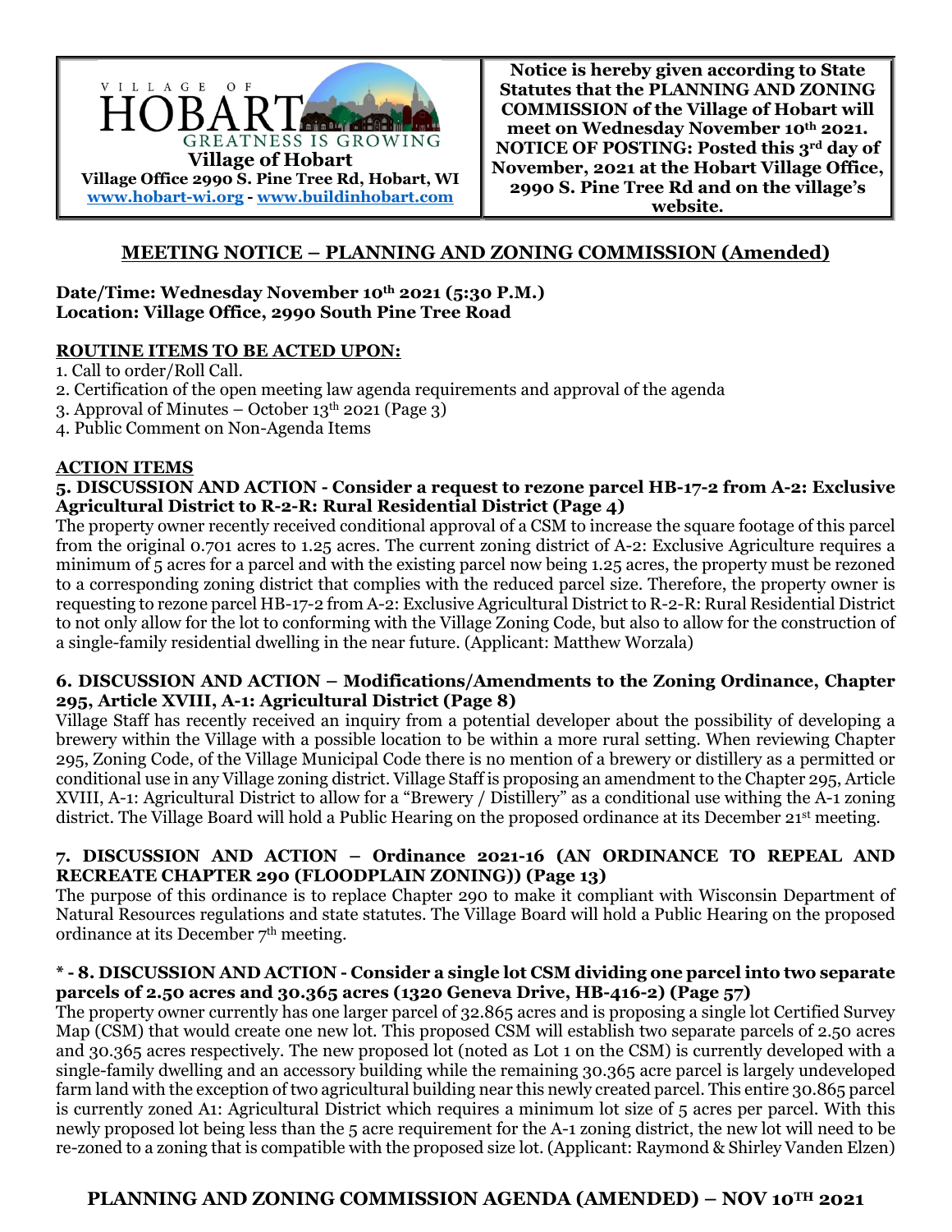VILLAGE OF HOBART — GREATNESS IS GROWING

**Village of Hobart**
**Village Office 2990 S. Pine Tree Rd, Hobart, WI**
**www.hobart-wi.org - www.buildinhobart.com**

**Notice is hereby given according to State Statutes that the PLANNING AND ZONING COMMISSION of the Village of Hobart will meet on Wednesday November 10th 2021. NOTICE OF POSTING: Posted this 3rd day of November, 2021 at the Hobart Village Office, 2990 S. Pine Tree Rd and on the village's website.**

## MEETING NOTICE – PLANNING AND ZONING COMMISSION (Amended)

**Date/Time: Wednesday November 10th 2021 (5:30 P.M.)**
**Location: Village Office, 2990 South Pine Tree Road**

### ROUTINE ITEMS TO BE ACTED UPON:

1. Call to order/Roll Call.
2. Certification of the open meeting law agenda requirements and approval of the agenda
3. Approval of Minutes – October 13th 2021 (Page 3)
4. Public Comment on Non-Agenda Items

### ACTION ITEMS

**5. DISCUSSION AND ACTION - Consider a request to rezone parcel HB-17-2 from A-2: Exclusive Agricultural District to R-2-R: Rural Residential District (Page 4)**

The property owner recently received conditional approval of a CSM to increase the square footage of this parcel from the original 0.701 acres to 1.25 acres. The current zoning district of A-2: Exclusive Agriculture requires a minimum of 5 acres for a parcel and with the existing parcel now being 1.25 acres, the property must be rezoned to a corresponding zoning district that complies with the reduced parcel size. Therefore, the property owner is requesting to rezone parcel HB-17-2 from A-2: Exclusive Agricultural District to R-2-R: Rural Residential District to not only allow for the lot to conforming with the Village Zoning Code, but also to allow for the construction of a single-family residential dwelling in the near future. (Applicant: Matthew Worzala)

**6. DISCUSSION AND ACTION – Modifications/Amendments to the Zoning Ordinance, Chapter 295, Article XVIII, A-1: Agricultural District (Page 8)**

Village Staff has recently received an inquiry from a potential developer about the possibility of developing a brewery within the Village with a possible location to be within a more rural setting. When reviewing Chapter 295, Zoning Code, of the Village Municipal Code there is no mention of a brewery or distillery as a permitted or conditional use in any Village zoning district. Village Staff is proposing an amendment to the Chapter 295, Article XVIII, A-1: Agricultural District to allow for a "Brewery / Distillery" as a conditional use withing the A-1 zoning district. The Village Board will hold a Public Hearing on the proposed ordinance at its December 21st meeting.

**7. DISCUSSION AND ACTION – Ordinance 2021-16 (AN ORDINANCE TO REPEAL AND RECREATE CHAPTER 290 (FLOODPLAIN ZONING)) (Page 13)**

The purpose of this ordinance is to replace Chapter 290 to make it compliant with Wisconsin Department of Natural Resources regulations and state statutes. The Village Board will hold a Public Hearing on the proposed ordinance at its December 7th meeting.

**\* - 8. DISCUSSION AND ACTION - Consider a single lot CSM dividing one parcel into two separate parcels of 2.50 acres and 30.365 acres (1320 Geneva Drive, HB-416-2) (Page 57)**

The property owner currently has one larger parcel of 32.865 acres and is proposing a single lot Certified Survey Map (CSM) that would create one new lot. This proposed CSM will establish two separate parcels of 2.50 acres and 30.365 acres respectively. The new proposed lot (noted as Lot 1 on the CSM) is currently developed with a single-family dwelling and an accessory building while the remaining 30.365 acre parcel is largely undeveloped farm land with the exception of two agricultural building near this newly created parcel. This entire 30.865 parcel is currently zoned A1: Agricultural District which requires a minimum lot size of 5 acres per parcel. With this newly proposed lot being less than the 5 acre requirement for the A-1 zoning district, the new lot will need to be re-zoned to a zoning that is compatible with the proposed size lot. (Applicant: Raymond & Shirley Vanden Elzen)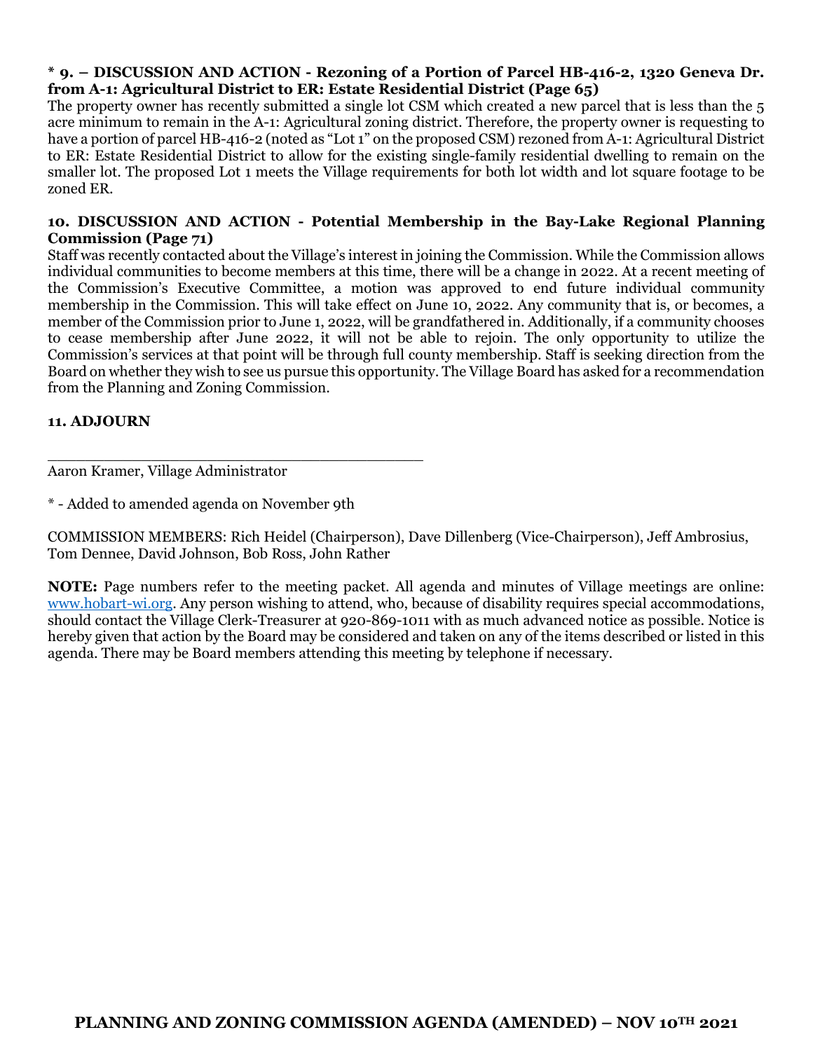**\* 9. – DISCUSSION AND ACTION - Rezoning of a Portion of Parcel HB-416-2, 1320 Geneva Dr. from A-1: Agricultural District to ER: Estate Residential District (Page 65)**

The property owner has recently submitted a single lot CSM which created a new parcel that is less than the 5 acre minimum to remain in the A-1: Agricultural zoning district. Therefore, the property owner is requesting to have a portion of parcel HB-416-2 (noted as "Lot 1" on the proposed CSM) rezoned from A-1: Agricultural District to ER: Estate Residential District to allow for the existing single-family residential dwelling to remain on the smaller lot. The proposed Lot 1 meets the Village requirements for both lot width and lot square footage to be zoned ER.

**10. DISCUSSION AND ACTION - Potential Membership in the Bay-Lake Regional Planning Commission (Page 71)**

Staff was recently contacted about the Village's interest in joining the Commission. While the Commission allows individual communities to become members at this time, there will be a change in 2022. At a recent meeting of the Commission's Executive Committee, a motion was approved to end future individual community membership in the Commission. This will take effect on June 10, 2022. Any community that is, or becomes, a member of the Commission prior to June 1, 2022, will be grandfathered in. Additionally, if a community chooses to cease membership after June 2022, it will not be able to rejoin. The only opportunity to utilize the Commission's services at that point will be through full county membership. Staff is seeking direction from the Board on whether they wish to see us pursue this opportunity. The Village Board has asked for a recommendation from the Planning and Zoning Commission.

**11. ADJOURN**

\_\_\_\_\_\_\_\_\_\_\_\_\_\_\_\_\_\_\_\_\_\_\_\_\_\_\_\_\_\_\_\_\_\_\_\_\_\_\_\_\_\_

Aaron Kramer, Village Administrator

\* - Added to amended agenda on November 9th

COMMISSION MEMBERS: Rich Heidel (Chairperson), Dave Dillenberg (Vice-Chairperson), Jeff Ambrosius, Tom Dennee, David Johnson, Bob Ross, John Rather

**NOTE:** Page numbers refer to the meeting packet. All agenda and minutes of Village meetings are online: www.hobart-wi.org. Any person wishing to attend, who, because of disability requires special accommodations, should contact the Village Clerk-Treasurer at 920-869-1011 with as much advanced notice as possible. Notice is hereby given that action by the Board may be considered and taken on any of the items described or listed in this agenda. There may be Board members attending this meeting by telephone if necessary.